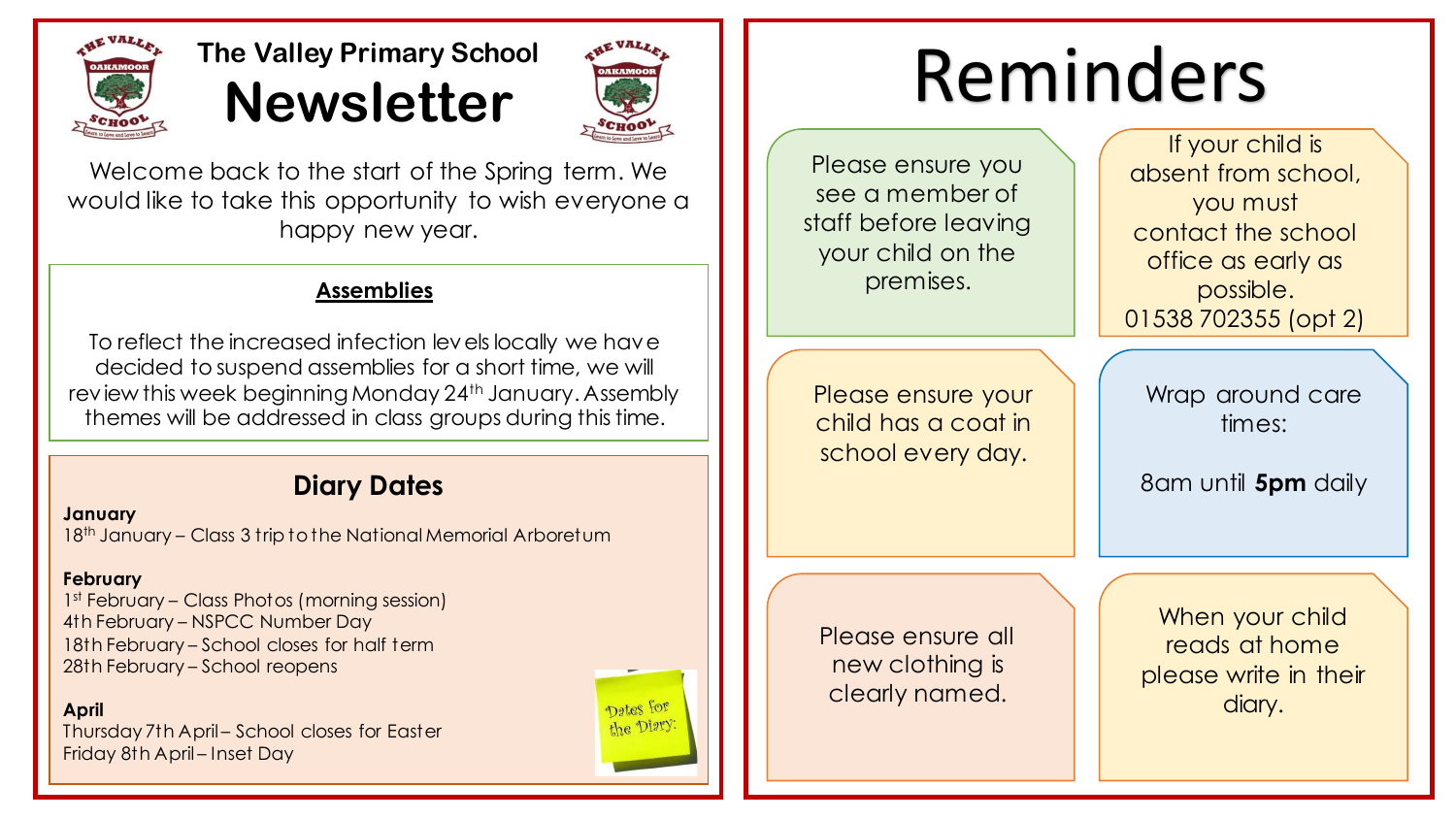# The Valley Primary School Newsletter

Welcome back to the start of the Spring term. We would like to take this opportunity to wish everyone a happy new year.

## Assemblies

To reflect the increased infection levels locally we have decided to suspend assemblies for a short time, we will review this week beginning Monday 24th January. Assembly themes will be addressed in class groups during this time.

## Diary Dates

**January**

18th January – Class 3 trip to the National Memorial Arboretum

**February**

1st February – Class Photos (morning session)
4th February – NSPCC Number Day
18th February – School closes for half term
28th February – School reopens

**April**

Thursday 7th April – School closes for Easter
Friday 8th April – Inset Day

Dates for the Diary.

# Reminders

Please ensure you see a member of staff before leaving your child on the premises.

If your child is absent from school, you must contact the school office as early as possible.
01538 702355 (opt 2)

Please ensure your child has a coat in school every day.

Wrap around care times:

8am until **5pm** daily

Please ensure all new clothing is clearly named.

When your child reads at home please write in their diary.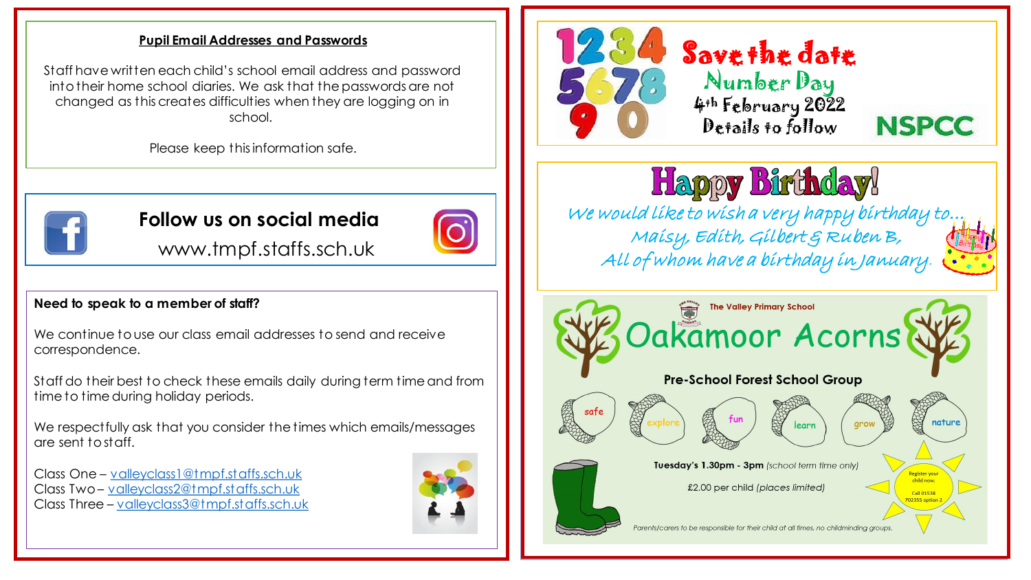**Pupil Email Addresses and Passwords**

Staff have written each child's school email address and password into their home school diaries. We ask that the passwords are not changed as this creates difficulties when they are logging on in school.

Please keep this information safe.

**Follow us on social media**

www.tmpf.staffs.sch.uk

**Need to speak to a member of staff?**

We continue to use our class email addresses to send and receive correspondence.

Staff do their best to check these emails daily during term time and from time to time during holiday periods.

We respectfully ask that you consider the times which emails/messages are sent to staff.

Class One – valleyclass1@tmpf.staffs.sch.uk
Class Two – valleyclass2@tmpf.staffs.sch.uk
Class Three – valleyclass3@tmpf.staffs.sch.uk

## Save the date

Number Day
4th February 2022
Details to follow

NSPCC

## Happy Birthday!

We would like to wish a very happy birthday to...
Maisy, Edith, Gilbert & Ruben B,
All of whom have a birthday in January.

The Valley Primary School

## Oakamoor Acorns

**Pre-School Forest School Group**

safe · explore · fun · learn · grow · nature

**Tuesday's 1.30pm - 3pm** *(school term time only)*

£2.00 per child *(places limited)*

Register your child now.
Call 01538 702355 option 2

*Parents/carers to be responsible for their child at all times, no childminding groups.*